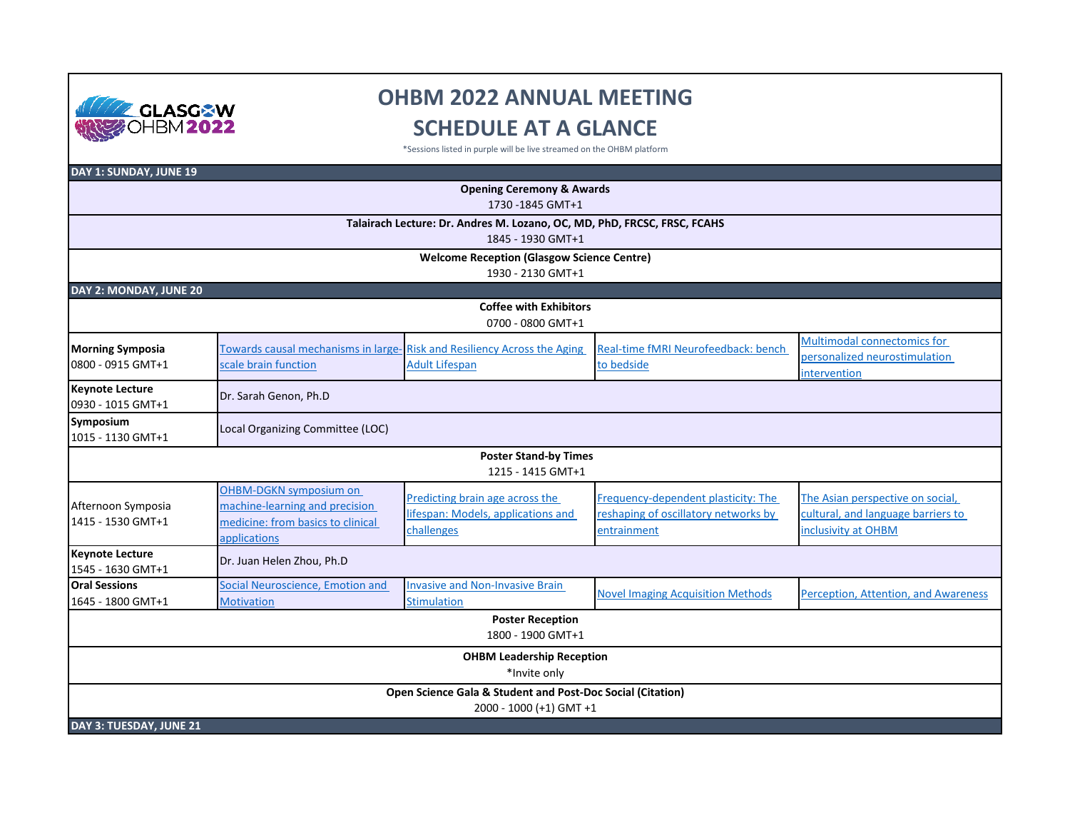# OHBM 2022 ANNUAL MEETING

# SCHEDULE AT A GLANCE

*Sessions listed in purple will be live streamed on the OHBM platform

| DAY 1: SUNDAY, JUNE 19 | | | | |
|---|---|---|---|---|
| **Opening Ceremony & Awards** 1730 -1845 GMT+1 | | | | |
| **Talairach Lecture: Dr. Andres M. Lozano, OC, MD, PhD, FRCSC, FRSC, FCAHS** 1845 - 1930 GMT+1 | | | | |
| **Welcome Reception (Glasgow Science Centre)** 1930 - 2130 GMT+1 | | | | |
| **DAY 2: MONDAY, JUNE 20** | | | | |
| **Coffee with Exhibitors** 0700 - 0800 GMT+1 | | | | |
| **Morning Symposia** 0800 - 0915 GMT+1 | Towards causal mechanisms in large-scale brain function | Risk and Resiliency Across the Aging Adult Lifespan | Real-time fMRI Neurofeedback: bench to bedside | Multimodal connectomics for personalized neurostimulation intervention |
| **Keynote Lecture** 0930 - 1015 GMT+1 | Dr. Sarah Genon, Ph.D | | | |
| **Symposium** 1015 - 1130 GMT+1 | Local Organizing Committee (LOC) | | | |
| **Poster Stand-by Times** 1215 - 1415 GMT+1 | | | | |
| Afternoon Symposia 1415 - 1530 GMT+1 | OHBM-DGKN symposium on machine-learning and precision medicine: from basics to clinical applications | Predicting brain age across the lifespan: Models, applications and challenges | Frequency-dependent plasticity: The reshaping of oscillatory networks by entrainment | The Asian perspective on social, cultural, and language barriers to inclusivity at OHBM |
| **Keynote Lecture** 1545 - 1630 GMT+1 | Dr. Juan Helen Zhou, Ph.D | | | |
| **Oral Sessions** 1645 - 1800 GMT+1 | Social Neuroscience, Emotion and Motivation | Invasive and Non-Invasive Brain Stimulation | Novel Imaging Acquisition Methods | Perception, Attention, and Awareness |
| **Poster Reception** 1800 - 1900 GMT+1 | | | | |
| **OHBM Leadership Reception** *Invite only | | | | |
| **Open Science Gala & Student and Post-Doc Social (Citation)** 2000 - 1000 (+1) GMT +1 | | | | |
| **DAY 3: TUESDAY, JUNE 21** | | | | |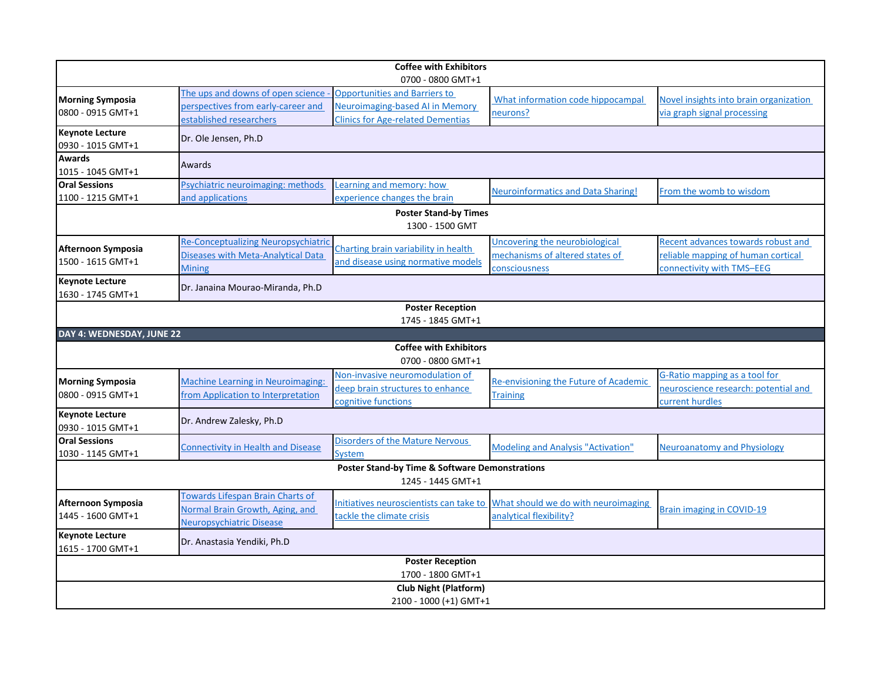| | | | | |
|---|---|---|---|---|
| **Coffee with Exhibitors** 0700 - 0800 GMT+1 | | | | |
| **Morning Symposia** 0800 - 0915 GMT+1 | The ups and downs of open science - perspectives from early-career and established researchers | Opportunities and Barriers to Neuroimaging-based AI in Memory Clinics for Age-related Dementias | What information code hippocampal neurons? | Novel insights into brain organization via graph signal processing |
| **Keynote Lecture** 0930 - 1015 GMT+1 | Dr. Ole Jensen, Ph.D | | | |
| **Awards** 1015 - 1045 GMT+1 | Awards | | | |
| **Oral Sessions** 1100 - 1215 GMT+1 | Psychiatric neuroimaging: methods and applications | Learning and memory: how experience changes the brain | Neuroinformatics and Data Sharing! | From the womb to wisdom |
| **Poster Stand-by Times** 1300 - 1500 GMT | | | | |
| **Afternoon Symposia** 1500 - 1615 GMT+1 | Re-Conceptualizing Neuropsychiatric Diseases with Meta-Analytical Data Mining | Charting brain variability in health and disease using normative models | Uncovering the neurobiological mechanisms of altered states of consciousness | Recent advances towards robust and reliable mapping of human cortical connectivity with TMS–EEG |
| **Keynote Lecture** 1630 - 1745 GMT+1 | Dr. Janaina Mourao-Miranda, Ph.D | | | |
| **Poster Reception** 1745 - 1845 GMT+1 | | | | |
| **DAY 4: WEDNESDAY, JUNE 22** | | | | |
| **Coffee with Exhibitors** 0700 - 0800 GMT+1 | | | | |
| **Morning Symposia** 0800 - 0915 GMT+1 | Machine Learning in Neuroimaging: from Application to Interpretation | Non-invasive neuromodulation of deep brain structures to enhance cognitive functions | Re-envisioning the Future of Academic Training | G-Ratio mapping as a tool for neuroscience research: potential and current hurdles |
| **Keynote Lecture** 0930 - 1015 GMT+1 | Dr. Andrew Zalesky, Ph.D | | | |
| **Oral Sessions** 1030 - 1145 GMT+1 | Connectivity in Health and Disease | Disorders of the Mature Nervous System | Modeling and Analysis "Activation" | Neuroanatomy and Physiology |
| **Poster Stand-by Time & Software Demonstrations** 1245 - 1445 GMT+1 | | | | |
| **Afternoon Symposia** 1445 - 1600 GMT+1 | Towards Lifespan Brain Charts of Normal Brain Growth, Aging, and Neuropsychiatric Disease | Initiatives neuroscientists can take to tackle the climate crisis | What should we do with neuroimaging analytical flexibility? | Brain imaging in COVID-19 |
| **Keynote Lecture** 1615 - 1700 GMT+1 | Dr. Anastasia Yendiki, Ph.D | | | |
| **Poster Reception** 1700 - 1800 GMT+1 | | | | |
| **Club Night (Platform)** 2100 - 1000 (+1) GMT+1 | | | | |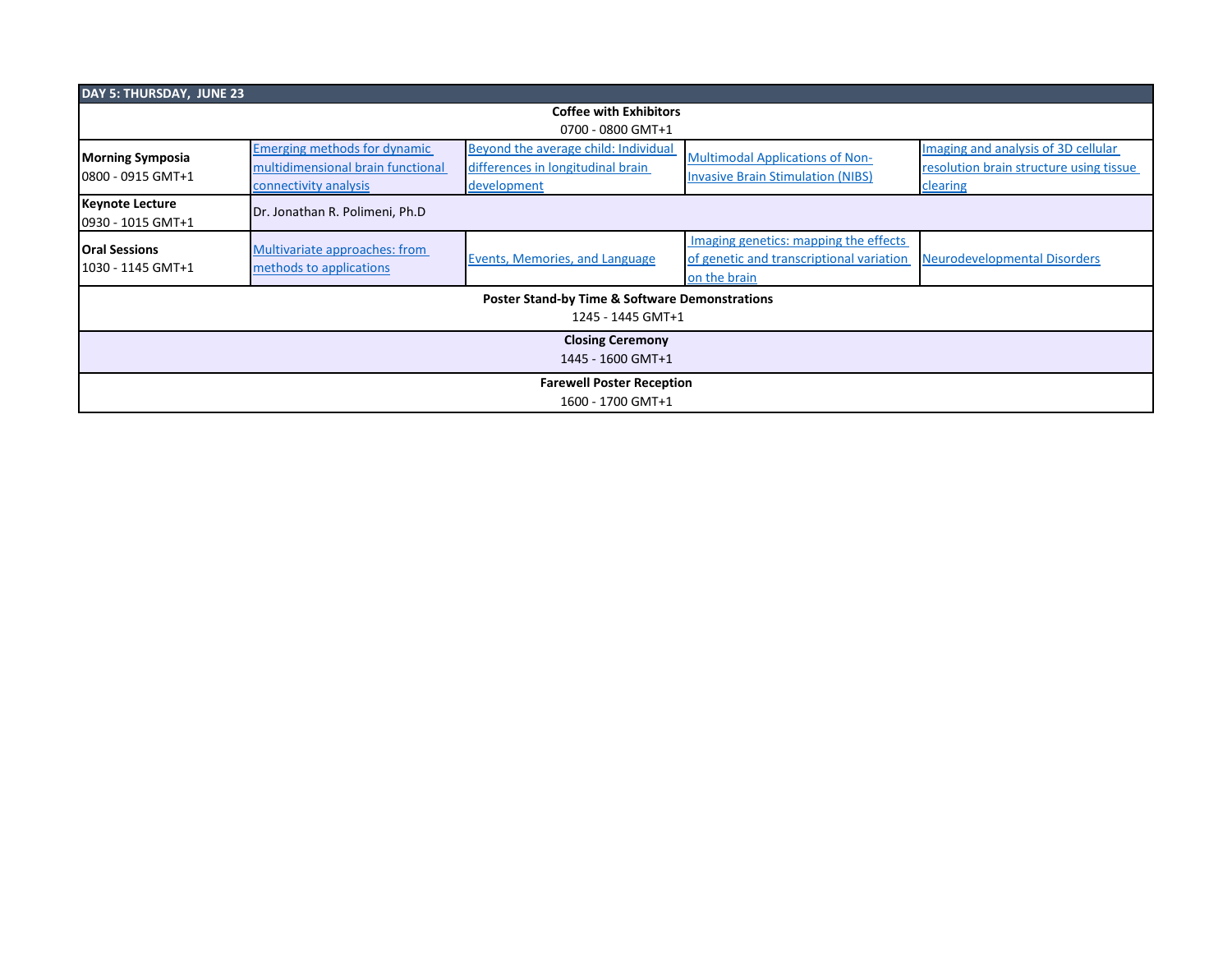| DAY 5: THURSDAY, JUNE 23 | | | | |
|---|---|---|---|---|
| **Coffee with Exhibitors** 0700 - 0800 GMT+1 | | | | |
| **Morning Symposia** 0800 - 0915 GMT+1 | Emerging methods for dynamic multidimensional brain functional connectivity analysis | Beyond the average child: Individual differences in longitudinal brain development | Multimodal Applications of Non-Invasive Brain Stimulation (NIBS) | Imaging and analysis of 3D cellular resolution brain structure using tissue clearing |
| **Keynote Lecture** 0930 - 1015 GMT+1 | Dr. Jonathan R. Polimeni, Ph.D | | | |
| **Oral Sessions** 1030 - 1145 GMT+1 | Multivariate approaches: from methods to applications | Events, Memories, and Language | Imaging genetics: mapping the effects of genetic and transcriptional variation on the brain | Neurodevelopmental Disorders |
| **Poster Stand-by Time & Software Demonstrations** 1245 - 1445 GMT+1 | | | | |
| **Closing Ceremony** 1445 - 1600 GMT+1 | | | | |
| **Farewell Poster Reception** 1600 - 1700 GMT+1 | | | | |